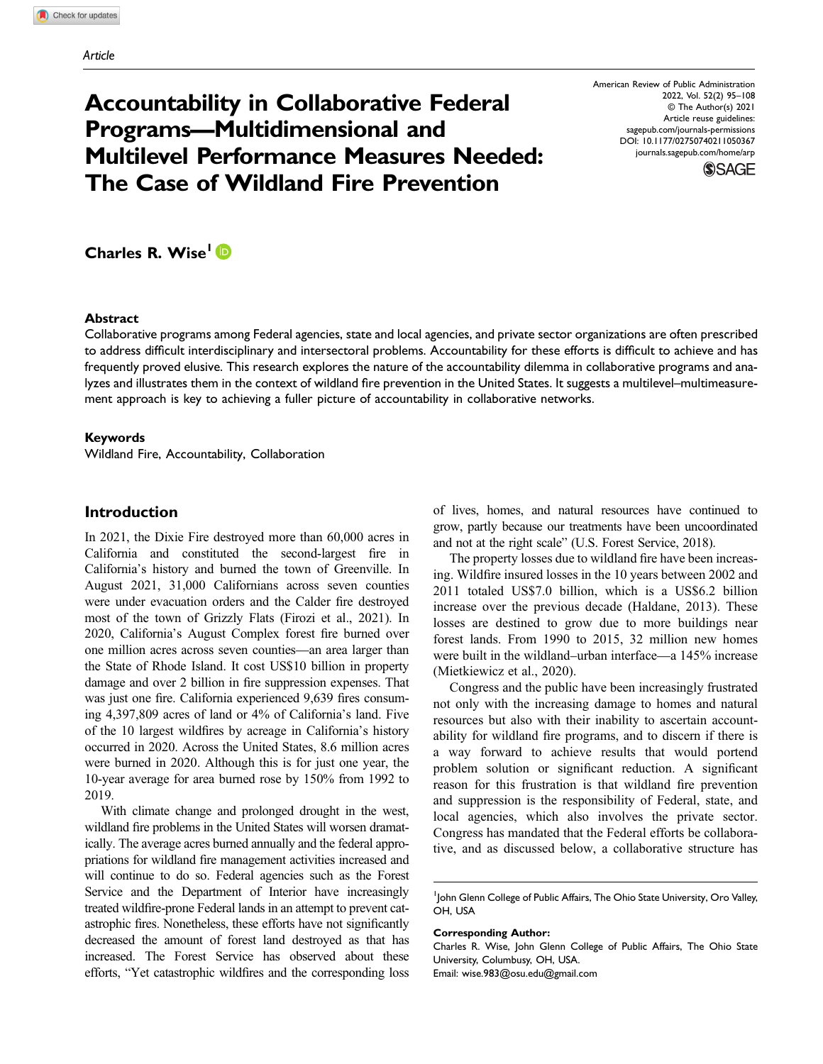*Article*

# Accountability in Collaborative Federal Programs—Multidimensional and Multilevel Performance Measures Needed: The Case of Wildland Fire Prevention

American Review of Public Administration
2022, Vol. 52(2) 95–108
© The Author(s) 2021
Article reuse guidelines:
sagepub.com/journals-permissions
DOI: 10.1177/02750740211050367
journals.sagepub.com/home/arp

**Charles R. Wise**[1]

### Abstract

Collaborative programs among Federal agencies, state and local agencies, and private sector organizations are often prescribed to address difficult interdisciplinary and intersectoral problems. Accountability for these efforts is difficult to achieve and has frequently proved elusive. This research explores the nature of the accountability dilemma in collaborative programs and analyzes and illustrates them in the context of wildland fire prevention in the United States. It suggests a multilevel–multimeasurement approach is key to achieving a fuller picture of accountability in collaborative networks.

### Keywords

Wildland Fire, Accountability, Collaboration

## Introduction

In 2021, the Dixie Fire destroyed more than 60,000 acres in California and constituted the second-largest fire in California's history and burned the town of Greenville. In August 2021, 31,000 Californians across seven counties were under evacuation orders and the Calder fire destroyed most of the town of Grizzly Flats (Firozi et al., 2021). In 2020, California's August Complex forest fire burned over one million acres across seven counties—an area larger than the State of Rhode Island. It cost US$10 billion in property damage and over 2 billion in fire suppression expenses. That was just one fire. California experienced 9,639 fires consuming 4,397,809 acres of land or 4% of California's land. Five of the 10 largest wildfires by acreage in California's history occurred in 2020. Across the United States, 8.6 million acres were burned in 2020. Although this is for just one year, the 10-year average for area burned rose by 150% from 1992 to 2019.

With climate change and prolonged drought in the west, wildland fire problems in the United States will worsen dramatically. The average acres burned annually and the federal appropriations for wildland fire management activities increased and will continue to do so. Federal agencies such as the Forest Service and the Department of Interior have increasingly treated wildfire-prone Federal lands in an attempt to prevent catastrophic fires. Nonetheless, these efforts have not significantly decreased the amount of forest land destroyed as that has increased. The Forest Service has observed about these efforts, "Yet catastrophic wildfires and the corresponding loss of lives, homes, and natural resources have continued to grow, partly because our treatments have been uncoordinated and not at the right scale" (U.S. Forest Service, 2018).

The property losses due to wildland fire have been increasing. Wildfire insured losses in the 10 years between 2002 and 2011 totaled US$7.0 billion, which is a US$6.2 billion increase over the previous decade (Haldane, 2013). These losses are destined to grow due to more buildings near forest lands. From 1990 to 2015, 32 million new homes were built in the wildland–urban interface—a 145% increase (Mietkiewicz et al., 2020).

Congress and the public have been increasingly frustrated not only with the increasing damage to homes and natural resources but also with their inability to ascertain accountability for wildland fire programs, and to discern if there is a way forward to achieve results that would portend problem solution or significant reduction. A significant reason for this frustration is that wildland fire prevention and suppression is the responsibility of Federal, state, and local agencies, which also involves the private sector. Congress has mandated that the Federal efforts be collaborative, and as discussed below, a collaborative structure has

---

[1] John Glenn College of Public Affairs, The Ohio State University, Oro Valley, OH, USA

**Corresponding Author:**
Charles R. Wise, John Glenn College of Public Affairs, The Ohio State University, Columbusy, OH, USA.
Email: wise.983@osu.edu@gmail.com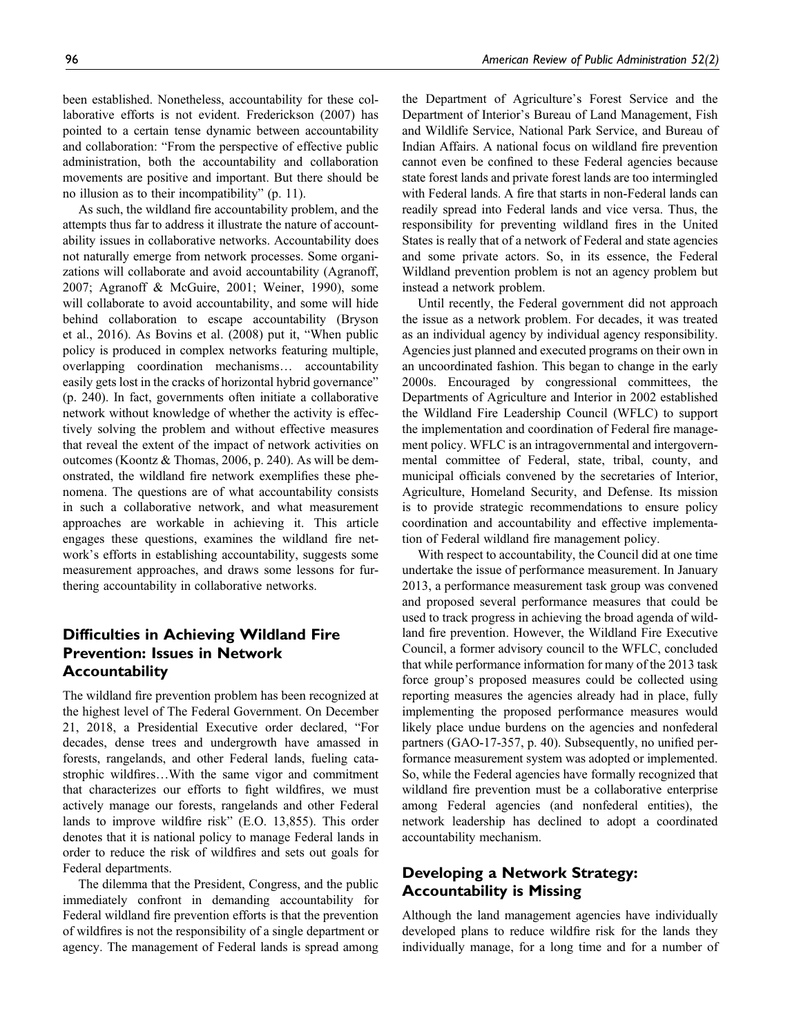been established. Nonetheless, accountability for these collaborative efforts is not evident. Frederickson (2007) has pointed to a certain tense dynamic between accountability and collaboration: "From the perspective of effective public administration, both the accountability and collaboration movements are positive and important. But there should be no illusion as to their incompatibility" (p. 11).

As such, the wildland fire accountability problem, and the attempts thus far to address it illustrate the nature of accountability issues in collaborative networks. Accountability does not naturally emerge from network processes. Some organizations will collaborate and avoid accountability (Agranoff, 2007; Agranoff & McGuire, 2001; Weiner, 1990), some will collaborate to avoid accountability, and some will hide behind collaboration to escape accountability (Bryson et al., 2016). As Bovins et al. (2008) put it, "When public policy is produced in complex networks featuring multiple, overlapping coordination mechanisms… accountability easily gets lost in the cracks of horizontal hybrid governance" (p. 240). In fact, governments often initiate a collaborative network without knowledge of whether the activity is effectively solving the problem and without effective measures that reveal the extent of the impact of network activities on outcomes (Koontz & Thomas, 2006, p. 240). As will be demonstrated, the wildland fire network exemplifies these phenomena. The questions are of what accountability consists in such a collaborative network, and what measurement approaches are workable in achieving it. This article engages these questions, examines the wildland fire network's efforts in establishing accountability, suggests some measurement approaches, and draws some lessons for furthering accountability in collaborative networks.

## Difficulties in Achieving Wildland Fire Prevention: Issues in Network Accountability

The wildland fire prevention problem has been recognized at the highest level of The Federal Government. On December 21, 2018, a Presidential Executive order declared, "For decades, dense trees and undergrowth have amassed in forests, rangelands, and other Federal lands, fueling catastrophic wildfires…With the same vigor and commitment that characterizes our efforts to fight wildfires, we must actively manage our forests, rangelands and other Federal lands to improve wildfire risk" (E.O. 13,855). This order denotes that it is national policy to manage Federal lands in order to reduce the risk of wildfires and sets out goals for Federal departments.

The dilemma that the President, Congress, and the public immediately confront in demanding accountability for Federal wildland fire prevention efforts is that the prevention of wildfires is not the responsibility of a single department or agency. The management of Federal lands is spread among the Department of Agriculture's Forest Service and the Department of Interior's Bureau of Land Management, Fish and Wildlife Service, National Park Service, and Bureau of Indian Affairs. A national focus on wildland fire prevention cannot even be confined to these Federal agencies because state forest lands and private forest lands are too intermingled with Federal lands. A fire that starts in non-Federal lands can readily spread into Federal lands and vice versa. Thus, the responsibility for preventing wildland fires in the United States is really that of a network of Federal and state agencies and some private actors. So, in its essence, the Federal Wildland prevention problem is not an agency problem but instead a network problem.

Until recently, the Federal government did not approach the issue as a network problem. For decades, it was treated as an individual agency by individual agency responsibility. Agencies just planned and executed programs on their own in an uncoordinated fashion. This began to change in the early 2000s. Encouraged by congressional committees, the Departments of Agriculture and Interior in 2002 established the Wildland Fire Leadership Council (WFLC) to support the implementation and coordination of Federal fire management policy. WFLC is an intragovernmental and intergovernmental committee of Federal, state, tribal, county, and municipal officials convened by the secretaries of Interior, Agriculture, Homeland Security, and Defense. Its mission is to provide strategic recommendations to ensure policy coordination and accountability and effective implementation of Federal wildland fire management policy.

With respect to accountability, the Council did at one time undertake the issue of performance measurement. In January 2013, a performance measurement task group was convened and proposed several performance measures that could be used to track progress in achieving the broad agenda of wildland fire prevention. However, the Wildland Fire Executive Council, a former advisory council to the WFLC, concluded that while performance information for many of the 2013 task force group's proposed measures could be collected using reporting measures the agencies already had in place, fully implementing the proposed performance measures would likely place undue burdens on the agencies and nonfederal partners (GAO-17-357, p. 40). Subsequently, no unified performance measurement system was adopted or implemented. So, while the Federal agencies have formally recognized that wildland fire prevention must be a collaborative enterprise among Federal agencies (and nonfederal entities), the network leadership has declined to adopt a coordinated accountability mechanism.

## Developing a Network Strategy: Accountability is Missing

Although the land management agencies have individually developed plans to reduce wildfire risk for the lands they individually manage, for a long time and for a number of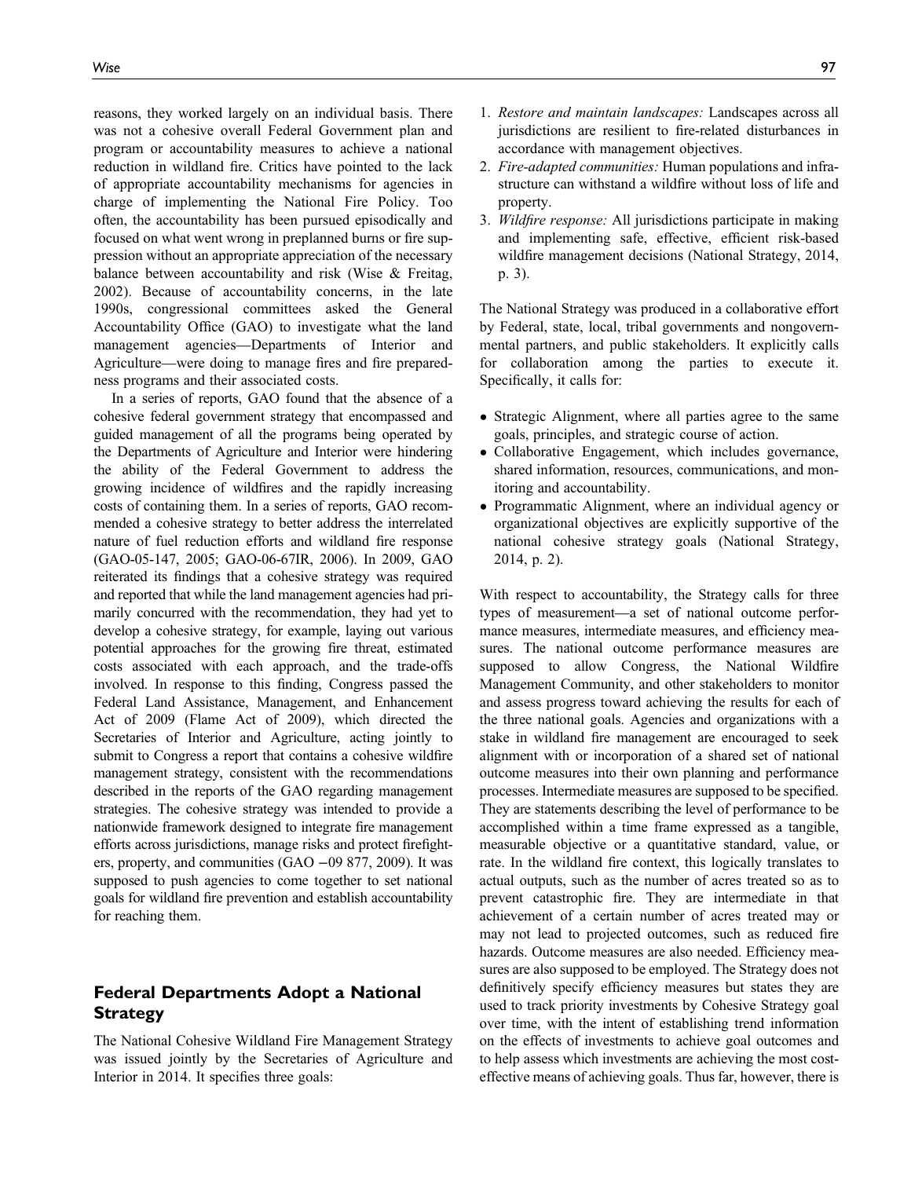reasons, they worked largely on an individual basis. There was not a cohesive overall Federal Government plan and program or accountability measures to achieve a national reduction in wildland fire. Critics have pointed to the lack of appropriate accountability mechanisms for agencies in charge of implementing the National Fire Policy. Too often, the accountability has been pursued episodically and focused on what went wrong in preplanned burns or fire suppression without an appropriate appreciation of the necessary balance between accountability and risk (Wise & Freitag, 2002). Because of accountability concerns, in the late 1990s, congressional committees asked the General Accountability Office (GAO) to investigate what the land management agencies—Departments of Interior and Agriculture—were doing to manage fires and fire preparedness programs and their associated costs.

In a series of reports, GAO found that the absence of a cohesive federal government strategy that encompassed and guided management of all the programs being operated by the Departments of Agriculture and Interior were hindering the ability of the Federal Government to address the growing incidence of wildfires and the rapidly increasing costs of containing them. In a series of reports, GAO recommended a cohesive strategy to better address the interrelated nature of fuel reduction efforts and wildland fire response (GAO-05-147, 2005; GAO-06-67IR, 2006). In 2009, GAO reiterated its findings that a cohesive strategy was required and reported that while the land management agencies had primarily concurred with the recommendation, they had yet to develop a cohesive strategy, for example, laying out various potential approaches for the growing fire threat, estimated costs associated with each approach, and the trade-offs involved. In response to this finding, Congress passed the Federal Land Assistance, Management, and Enhancement Act of 2009 (Flame Act of 2009), which directed the Secretaries of Interior and Agriculture, acting jointly to submit to Congress a report that contains a cohesive wildfire management strategy, consistent with the recommendations described in the reports of the GAO regarding management strategies. The cohesive strategy was intended to provide a nationwide framework designed to integrate fire management efforts across jurisdictions, manage risks and protect firefighters, property, and communities (GAO −09 877, 2009). It was supposed to push agencies to come together to set national goals for wildland fire prevention and establish accountability for reaching them.

## Federal Departments Adopt a National Strategy

The National Cohesive Wildland Fire Management Strategy was issued jointly by the Secretaries of Agriculture and Interior in 2014. It specifies three goals:

1. *Restore and maintain landscapes:* Landscapes across all jurisdictions are resilient to fire-related disturbances in accordance with management objectives.
2. *Fire-adapted communities:* Human populations and infrastructure can withstand a wildfire without loss of life and property.
3. *Wildfire response:* All jurisdictions participate in making and implementing safe, effective, efficient risk-based wildfire management decisions (National Strategy, 2014, p. 3).

The National Strategy was produced in a collaborative effort by Federal, state, local, tribal governments and nongovernmental partners, and public stakeholders. It explicitly calls for collaboration among the parties to execute it. Specifically, it calls for:

- Strategic Alignment, where all parties agree to the same goals, principles, and strategic course of action.
- Collaborative Engagement, which includes governance, shared information, resources, communications, and monitoring and accountability.
- Programmatic Alignment, where an individual agency or organizational objectives are explicitly supportive of the national cohesive strategy goals (National Strategy, 2014, p. 2).

With respect to accountability, the Strategy calls for three types of measurement—a set of national outcome performance measures, intermediate measures, and efficiency measures. The national outcome performance measures are supposed to allow Congress, the National Wildfire Management Community, and other stakeholders to monitor and assess progress toward achieving the results for each of the three national goals. Agencies and organizations with a stake in wildland fire management are encouraged to seek alignment with or incorporation of a shared set of national outcome measures into their own planning and performance processes. Intermediate measures are supposed to be specified. They are statements describing the level of performance to be accomplished within a time frame expressed as a tangible, measurable objective or a quantitative standard, value, or rate. In the wildland fire context, this logically translates to actual outputs, such as the number of acres treated so as to prevent catastrophic fire. They are intermediate in that achievement of a certain number of acres treated may or may not lead to projected outcomes, such as reduced fire hazards. Outcome measures are also needed. Efficiency measures are also supposed to be employed. The Strategy does not definitively specify efficiency measures but states they are used to track priority investments by Cohesive Strategy goal over time, with the intent of establishing trend information on the effects of investments to achieve goal outcomes and to help assess which investments are achieving the most cost-effective means of achieving goals. Thus far, however, there is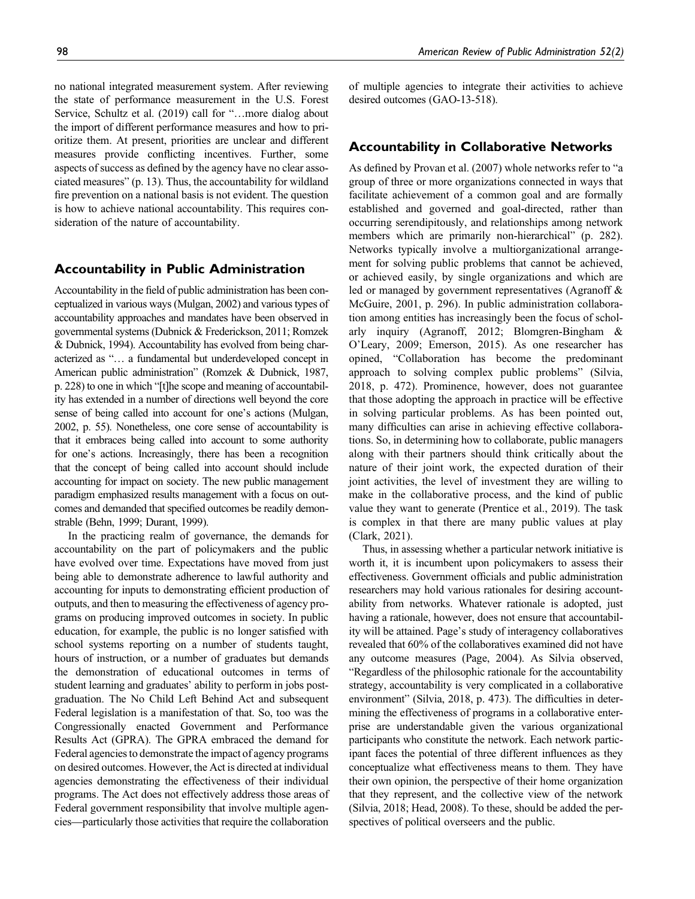no national integrated measurement system. After reviewing the state of performance measurement in the U.S. Forest Service, Schultz et al. (2019) call for "…more dialog about the import of different performance measures and how to prioritize them. At present, priorities are unclear and different measures provide conflicting incentives. Further, some aspects of success as defined by the agency have no clear associated measures" (p. 13). Thus, the accountability for wildland fire prevention on a national basis is not evident. The question is how to achieve national accountability. This requires consideration of the nature of accountability.

## Accountability in Public Administration

Accountability in the field of public administration has been conceptualized in various ways (Mulgan, 2002) and various types of accountability approaches and mandates have been observed in governmental systems (Dubnick & Frederickson, 2011; Romzek & Dubnick, 1994). Accountability has evolved from being characterized as "… a fundamental but underdeveloped concept in American public administration" (Romzek & Dubnick, 1987, p. 228) to one in which "[t]he scope and meaning of accountability has extended in a number of directions well beyond the core sense of being called into account for one's actions (Mulgan, 2002, p. 55). Nonetheless, one core sense of accountability is that it embraces being called into account to some authority for one's actions. Increasingly, there has been a recognition that the concept of being called into account should include accounting for impact on society. The new public management paradigm emphasized results management with a focus on outcomes and demanded that specified outcomes be readily demonstrable (Behn, 1999; Durant, 1999).

In the practicing realm of governance, the demands for accountability on the part of policymakers and the public have evolved over time. Expectations have moved from just being able to demonstrate adherence to lawful authority and accounting for inputs to demonstrating efficient production of outputs, and then to measuring the effectiveness of agency programs on producing improved outcomes in society. In public education, for example, the public is no longer satisfied with school systems reporting on a number of students taught, hours of instruction, or a number of graduates but demands the demonstration of educational outcomes in terms of student learning and graduates' ability to perform in jobs post-graduation. The No Child Left Behind Act and subsequent Federal legislation is a manifestation of that. So, too was the Congressionally enacted Government and Performance Results Act (GPRA). The GPRA embraced the demand for Federal agencies to demonstrate the impact of agency programs on desired outcomes. However, the Act is directed at individual agencies demonstrating the effectiveness of their individual programs. The Act does not effectively address those areas of Federal government responsibility that involve multiple agencies—particularly those activities that require the collaboration of multiple agencies to integrate their activities to achieve desired outcomes (GAO-13-518).

## Accountability in Collaborative Networks

As defined by Provan et al. (2007) whole networks refer to "a group of three or more organizations connected in ways that facilitate achievement of a common goal and are formally established and governed and goal-directed, rather than occurring serendipitously, and relationships among network members which are primarily non-hierarchical" (p. 282). Networks typically involve a multiorganizational arrangement for solving public problems that cannot be achieved, or achieved easily, by single organizations and which are led or managed by government representatives (Agranoff & McGuire, 2001, p. 296). In public administration collaboration among entities has increasingly been the focus of scholarly inquiry (Agranoff, 2012; Blomgren-Bingham & O'Leary, 2009; Emerson, 2015). As one researcher has opined, "Collaboration has become the predominant approach to solving complex public problems" (Silvia, 2018, p. 472). Prominence, however, does not guarantee that those adopting the approach in practice will be effective in solving particular problems. As has been pointed out, many difficulties can arise in achieving effective collaborations. So, in determining how to collaborate, public managers along with their partners should think critically about the nature of their joint work, the expected duration of their joint activities, the level of investment they are willing to make in the collaborative process, and the kind of public value they want to generate (Prentice et al., 2019). The task is complex in that there are many public values at play (Clark, 2021).

Thus, in assessing whether a particular network initiative is worth it, it is incumbent upon policymakers to assess their effectiveness. Government officials and public administration researchers may hold various rationales for desiring accountability from networks. Whatever rationale is adopted, just having a rationale, however, does not ensure that accountability will be attained. Page's study of interagency collaboratives revealed that 60% of the collaboratives examined did not have any outcome measures (Page, 2004). As Silvia observed, "Regardless of the philosophic rationale for the accountability strategy, accountability is very complicated in a collaborative environment" (Silvia, 2018, p. 473). The difficulties in determining the effectiveness of programs in a collaborative enterprise are understandable given the various organizational participants who constitute the network. Each network participant faces the potential of three different influences as they conceptualize what effectiveness means to them. They have their own opinion, the perspective of their home organization that they represent, and the collective view of the network (Silvia, 2018; Head, 2008). To these, should be added the perspectives of political overseers and the public.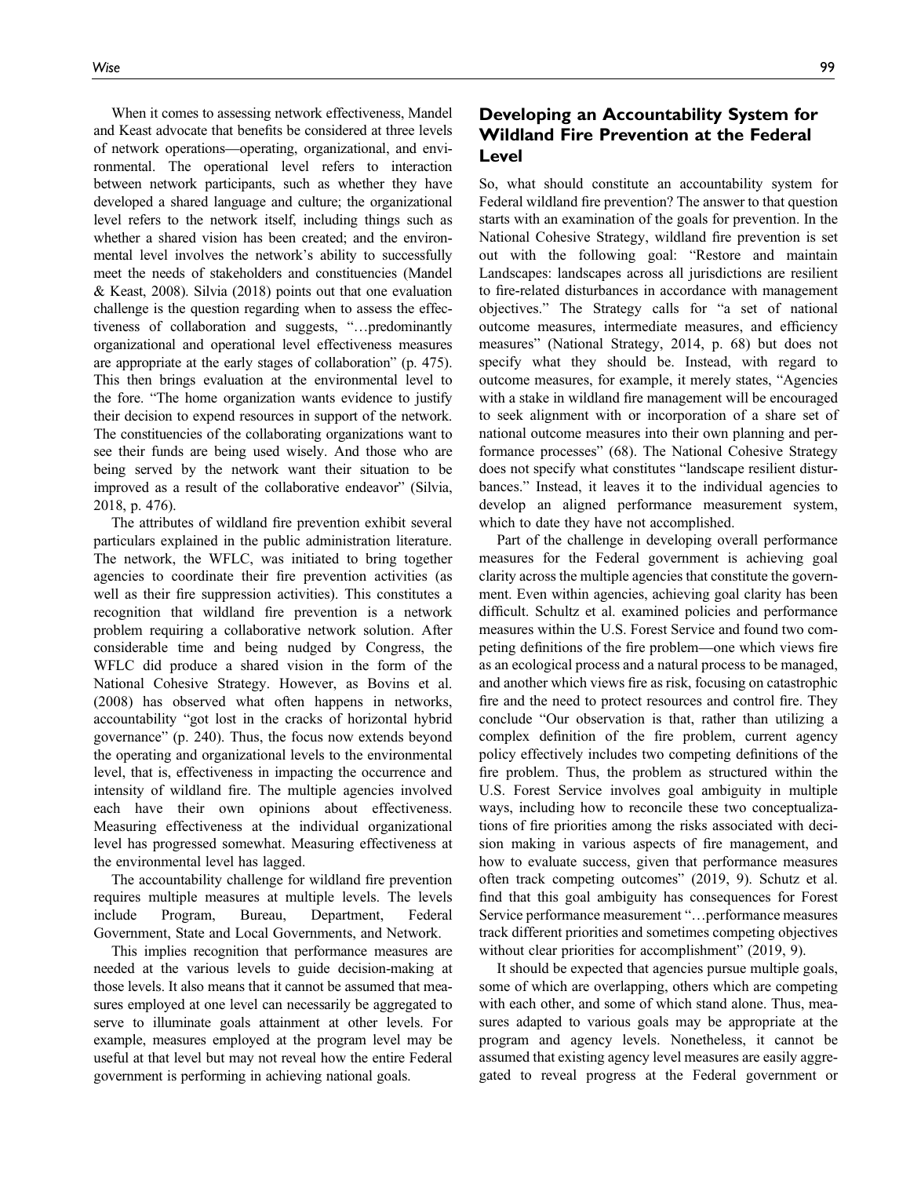When it comes to assessing network effectiveness, Mandel and Keast advocate that benefits be considered at three levels of network operations—operating, organizational, and environmental. The operational level refers to interaction between network participants, such as whether they have developed a shared language and culture; the organizational level refers to the network itself, including things such as whether a shared vision has been created; and the environmental level involves the network's ability to successfully meet the needs of stakeholders and constituencies (Mandel & Keast, 2008). Silvia (2018) points out that one evaluation challenge is the question regarding when to assess the effectiveness of collaboration and suggests, "…predominantly organizational and operational level effectiveness measures are appropriate at the early stages of collaboration" (p. 475). This then brings evaluation at the environmental level to the fore. "The home organization wants evidence to justify their decision to expend resources in support of the network. The constituencies of the collaborating organizations want to see their funds are being used wisely. And those who are being served by the network want their situation to be improved as a result of the collaborative endeavor" (Silvia, 2018, p. 476).

The attributes of wildland fire prevention exhibit several particulars explained in the public administration literature. The network, the WFLC, was initiated to bring together agencies to coordinate their fire prevention activities (as well as their fire suppression activities). This constitutes a recognition that wildland fire prevention is a network problem requiring a collaborative network solution. After considerable time and being nudged by Congress, the WFLC did produce a shared vision in the form of the National Cohesive Strategy. However, as Bovins et al. (2008) has observed what often happens in networks, accountability "got lost in the cracks of horizontal hybrid governance" (p. 240). Thus, the focus now extends beyond the operating and organizational levels to the environmental level, that is, effectiveness in impacting the occurrence and intensity of wildland fire. The multiple agencies involved each have their own opinions about effectiveness. Measuring effectiveness at the individual organizational level has progressed somewhat. Measuring effectiveness at the environmental level has lagged.

The accountability challenge for wildland fire prevention requires multiple measures at multiple levels. The levels include Program, Bureau, Department, Federal Government, State and Local Governments, and Network.

This implies recognition that performance measures are needed at the various levels to guide decision-making at those levels. It also means that it cannot be assumed that measures employed at one level can necessarily be aggregated to serve to illuminate goals attainment at other levels. For example, measures employed at the program level may be useful at that level but may not reveal how the entire Federal government is performing in achieving national goals.

## Developing an Accountability System for Wildland Fire Prevention at the Federal Level

So, what should constitute an accountability system for Federal wildland fire prevention? The answer to that question starts with an examination of the goals for prevention. In the National Cohesive Strategy, wildland fire prevention is set out with the following goal: "Restore and maintain Landscapes: landscapes across all jurisdictions are resilient to fire-related disturbances in accordance with management objectives." The Strategy calls for "a set of national outcome measures, intermediate measures, and efficiency measures" (National Strategy, 2014, p. 68) but does not specify what they should be. Instead, with regard to outcome measures, for example, it merely states, "Agencies with a stake in wildland fire management will be encouraged to seek alignment with or incorporation of a share set of national outcome measures into their own planning and performance processes" (68). The National Cohesive Strategy does not specify what constitutes "landscape resilient disturbances." Instead, it leaves it to the individual agencies to develop an aligned performance measurement system, which to date they have not accomplished.

Part of the challenge in developing overall performance measures for the Federal government is achieving goal clarity across the multiple agencies that constitute the government. Even within agencies, achieving goal clarity has been difficult. Schultz et al. examined policies and performance measures within the U.S. Forest Service and found two competing definitions of the fire problem—one which views fire as an ecological process and a natural process to be managed, and another which views fire as risk, focusing on catastrophic fire and the need to protect resources and control fire. They conclude "Our observation is that, rather than utilizing a complex definition of the fire problem, current agency policy effectively includes two competing definitions of the fire problem. Thus, the problem as structured within the U.S. Forest Service involves goal ambiguity in multiple ways, including how to reconcile these two conceptualizations of fire priorities among the risks associated with decision making in various aspects of fire management, and how to evaluate success, given that performance measures often track competing outcomes" (2019, 9). Schutz et al. find that this goal ambiguity has consequences for Forest Service performance measurement "…performance measures track different priorities and sometimes competing objectives without clear priorities for accomplishment" (2019, 9).

It should be expected that agencies pursue multiple goals, some of which are overlapping, others which are competing with each other, and some of which stand alone. Thus, measures adapted to various goals may be appropriate at the program and agency levels. Nonetheless, it cannot be assumed that existing agency level measures are easily aggregated to reveal progress at the Federal government or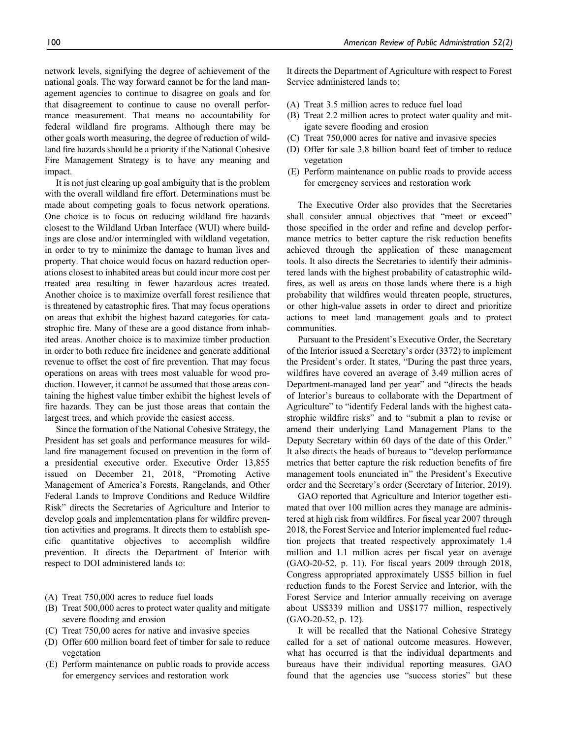network levels, signifying the degree of achievement of the national goals. The way forward cannot be for the land management agencies to continue to disagree on goals and for that disagreement to continue to cause no overall performance measurement. That means no accountability for federal wildland fire programs. Although there may be other goals worth measuring, the degree of reduction of wildland fire hazards should be a priority if the National Cohesive Fire Management Strategy is to have any meaning and impact.

It is not just clearing up goal ambiguity that is the problem with the overall wildland fire effort. Determinations must be made about competing goals to focus network operations. One choice is to focus on reducing wildland fire hazards closest to the Wildland Urban Interface (WUI) where buildings are close and/or intermingled with wildland vegetation, in order to try to minimize the damage to human lives and property. That choice would focus on hazard reduction operations closest to inhabited areas but could incur more cost per treated area resulting in fewer hazardous acres treated. Another choice is to maximize overfall forest resilience that is threatened by catastrophic fires. That may focus operations on areas that exhibit the highest hazard categories for catastrophic fire. Many of these are a good distance from inhabited areas. Another choice is to maximize timber production in order to both reduce fire incidence and generate additional revenue to offset the cost of fire prevention. That may focus operations on areas with trees most valuable for wood production. However, it cannot be assumed that those areas containing the highest value timber exhibit the highest levels of fire hazards. They can be just those areas that contain the largest trees, and which provide the easiest access.

Since the formation of the National Cohesive Strategy, the President has set goals and performance measures for wildland fire management focused on prevention in the form of a presidential executive order. Executive Order 13,855 issued on December 21, 2018, "Promoting Active Management of America's Forests, Rangelands, and Other Federal Lands to Improve Conditions and Reduce Wildfire Risk" directs the Secretaries of Agriculture and Interior to develop goals and implementation plans for wildfire prevention activities and programs. It directs them to establish specific quantitative objectives to accomplish wildfire prevention. It directs the Department of Interior with respect to DOI administered lands to:

(A) Treat 750,000 acres to reduce fuel loads
(B) Treat 500,000 acres to protect water quality and mitigate severe flooding and erosion
(C) Treat 750,00 acres for native and invasive species
(D) Offer 600 million board feet of timber for sale to reduce vegetation
(E) Perform maintenance on public roads to provide access for emergency services and restoration work

It directs the Department of Agriculture with respect to Forest Service administered lands to:

(A) Treat 3.5 million acres to reduce fuel load
(B) Treat 2.2 million acres to protect water quality and mitigate severe flooding and erosion
(C) Treat 750,000 acres for native and invasive species
(D) Offer for sale 3.8 billion board feet of timber to reduce vegetation
(E) Perform maintenance on public roads to provide access for emergency services and restoration work

The Executive Order also provides that the Secretaries shall consider annual objectives that "meet or exceed" those specified in the order and refine and develop performance metrics to better capture the risk reduction benefits achieved through the application of these management tools. It also directs the Secretaries to identify their administered lands with the highest probability of catastrophic wildfires, as well as areas on those lands where there is a high probability that wildfires would threaten people, structures, or other high-value assets in order to direct and prioritize actions to meet land management goals and to protect communities.

Pursuant to the President's Executive Order, the Secretary of the Interior issued a Secretary's order (3372) to implement the President's order. It states, "During the past three years, wildfires have covered an average of 3.49 million acres of Department-managed land per year" and "directs the heads of Interior's bureaus to collaborate with the Department of Agriculture" to "identify Federal lands with the highest catastrophic wildfire risks" and to "submit a plan to revise or amend their underlying Land Management Plans to the Deputy Secretary within 60 days of the date of this Order." It also directs the heads of bureaus to "develop performance metrics that better capture the risk reduction benefits of fire management tools enunciated in" the President's Executive order and the Secretary's order (Secretary of Interior, 2019).

GAO reported that Agriculture and Interior together estimated that over 100 million acres they manage are administered at high risk from wildfires. For fiscal year 2007 through 2018, the Forest Service and Interior implemented fuel reduction projects that treated respectively approximately 1.4 million and 1.1 million acres per fiscal year on average (GAO-20-52, p. 11). For fiscal years 2009 through 2018, Congress appropriated approximately US$5 billion in fuel reduction funds to the Forest Service and Interior, with the Forest Service and Interior annually receiving on average about US$339 million and US$177 million, respectively (GAO-20-52, p. 12).

It will be recalled that the National Cohesive Strategy called for a set of national outcome measures. However, what has occurred is that the individual departments and bureaus have their individual reporting measures. GAO found that the agencies use "success stories" but these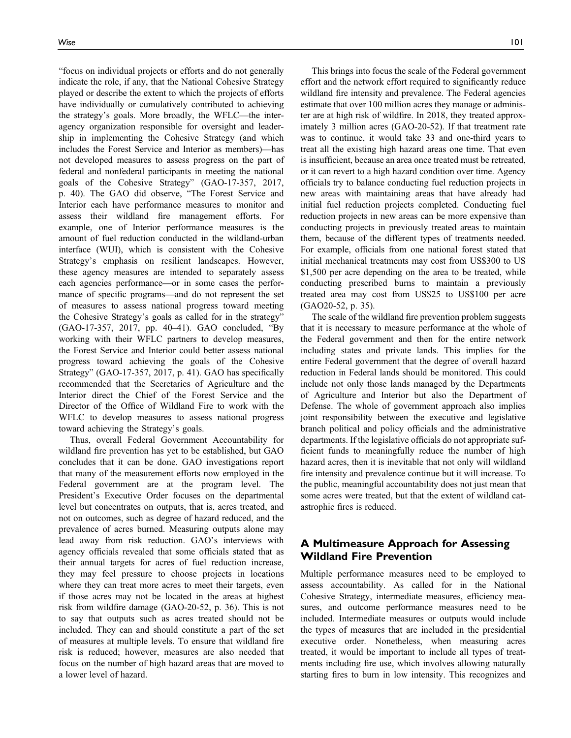"focus on individual projects or efforts and do not generally indicate the role, if any, that the National Cohesive Strategy played or describe the extent to which the projects of efforts have individually or cumulatively contributed to achieving the strategy's goals. More broadly, the WFLC—the interagency organization responsible for oversight and leadership in implementing the Cohesive Strategy (and which includes the Forest Service and Interior as members)—has not developed measures to assess progress on the part of federal and nonfederal participants in meeting the national goals of the Cohesive Strategy" (GAO-17-357, 2017, p. 40). The GAO did observe, "The Forest Service and Interior each have performance measures to monitor and assess their wildland fire management efforts. For example, one of Interior performance measures is the amount of fuel reduction conducted in the wildland-urban interface (WUI), which is consistent with the Cohesive Strategy's emphasis on resilient landscapes. However, these agency measures are intended to separately assess each agencies performance—or in some cases the performance of specific programs—and do not represent the set of measures to assess national progress toward meeting the Cohesive Strategy's goals as called for in the strategy" (GAO-17-357, 2017, pp. 40–41). GAO concluded, "By working with their WFLC partners to develop measures, the Forest Service and Interior could better assess national progress toward achieving the goals of the Cohesive Strategy" (GAO-17-357, 2017, p. 41). GAO has specifically recommended that the Secretaries of Agriculture and the Interior direct the Chief of the Forest Service and the Director of the Office of Wildland Fire to work with the WFLC to develop measures to assess national progress toward achieving the Strategy's goals.

Thus, overall Federal Government Accountability for wildland fire prevention has yet to be established, but GAO concludes that it can be done. GAO investigations report that many of the measurement efforts now employed in the Federal government are at the program level. The President's Executive Order focuses on the departmental level but concentrates on outputs, that is, acres treated, and not on outcomes, such as degree of hazard reduced, and the prevalence of acres burned. Measuring outputs alone may lead away from risk reduction. GAO's interviews with agency officials revealed that some officials stated that as their annual targets for acres of fuel reduction increase, they may feel pressure to choose projects in locations where they can treat more acres to meet their targets, even if those acres may not be located in the areas at highest risk from wildfire damage (GAO-20-52, p. 36). This is not to say that outputs such as acres treated should not be included. They can and should constitute a part of the set of measures at multiple levels. To ensure that wildland fire risk is reduced; however, measures are also needed that focus on the number of high hazard areas that are moved to a lower level of hazard.

This brings into focus the scale of the Federal government effort and the network effort required to significantly reduce wildland fire intensity and prevalence. The Federal agencies estimate that over 100 million acres they manage or administer are at high risk of wildfire. In 2018, they treated approximately 3 million acres (GAO-20-52). If that treatment rate was to continue, it would take 33 and one-third years to treat all the existing high hazard areas one time. That even is insufficient, because an area once treated must be retreated, or it can revert to a high hazard condition over time. Agency officials try to balance conducting fuel reduction projects in new areas with maintaining areas that have already had initial fuel reduction projects completed. Conducting fuel reduction projects in new areas can be more expensive than conducting projects in previously treated areas to maintain them, because of the different types of treatments needed. For example, officials from one national forest stated that initial mechanical treatments may cost from US$300 to US $1,500 per acre depending on the area to be treated, while conducting prescribed burns to maintain a previously treated area may cost from US$25 to US$100 per acre (GAO20-52, p. 35).

The scale of the wildland fire prevention problem suggests that it is necessary to measure performance at the whole of the Federal government and then for the entire network including states and private lands. This implies for the entire Federal government that the degree of overall hazard reduction in Federal lands should be monitored. This could include not only those lands managed by the Departments of Agriculture and Interior but also the Department of Defense. The whole of government approach also implies joint responsibility between the executive and legislative branch political and policy officials and the administrative departments. If the legislative officials do not appropriate sufficient funds to meaningfully reduce the number of high hazard acres, then it is inevitable that not only will wildland fire intensity and prevalence continue but it will increase. To the public, meaningful accountability does not just mean that some acres were treated, but that the extent of wildland catastrophic fires is reduced.

## A Multimeasure Approach for Assessing Wildland Fire Prevention

Multiple performance measures need to be employed to assess accountability. As called for in the National Cohesive Strategy, intermediate measures, efficiency measures, and outcome performance measures need to be included. Intermediate measures or outputs would include the types of measures that are included in the presidential executive order. Nonetheless, when measuring acres treated, it would be important to include all types of treatments including fire use, which involves allowing naturally starting fires to burn in low intensity. This recognizes and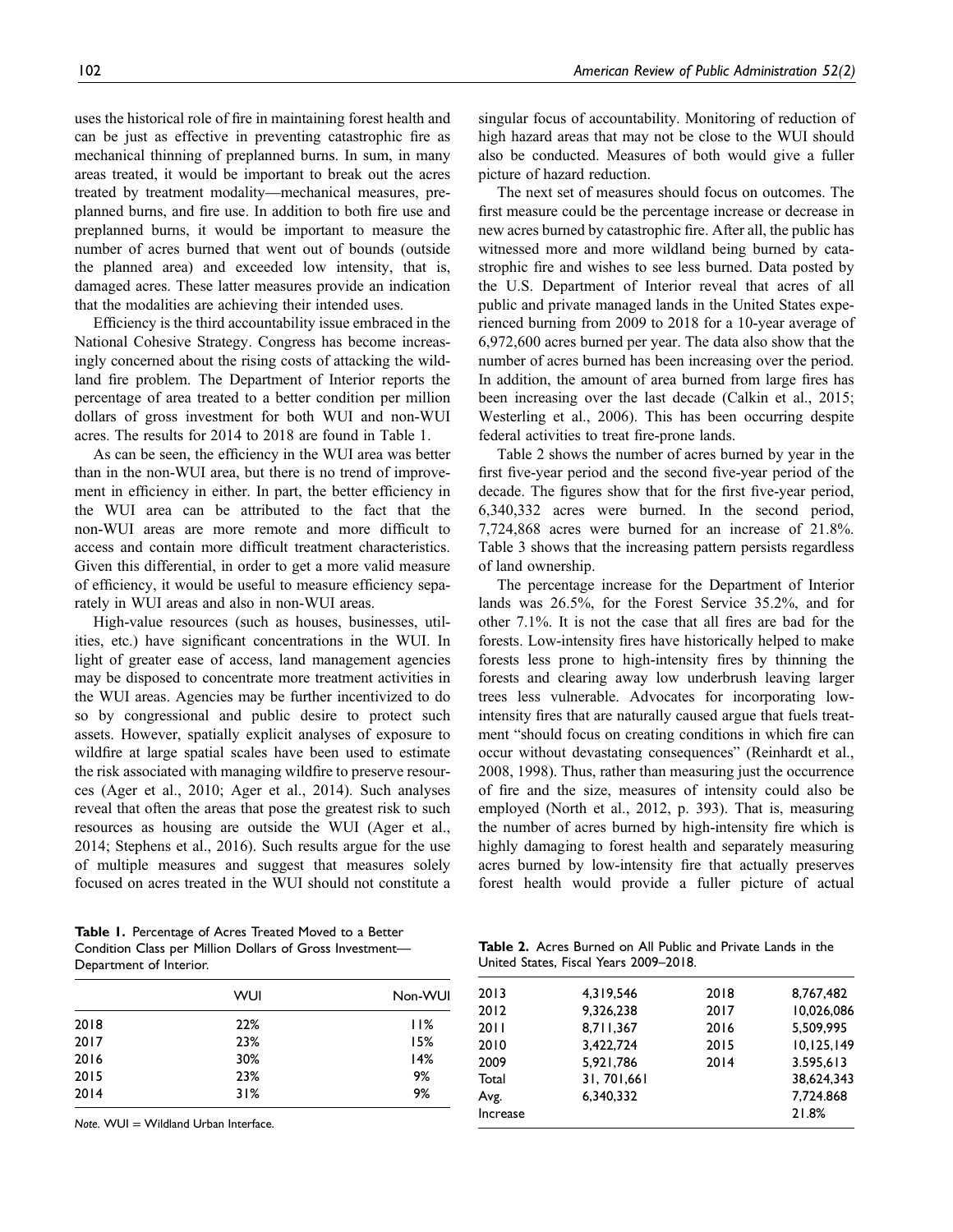uses the historical role of fire in maintaining forest health and can be just as effective in preventing catastrophic fire as mechanical thinning of preplanned burns. In sum, in many areas treated, it would be important to break out the acres treated by treatment modality—mechanical measures, preplanned burns, and fire use. In addition to both fire use and preplanned burns, it would be important to measure the number of acres burned that went out of bounds (outside the planned area) and exceeded low intensity, that is, damaged acres. These latter measures provide an indication that the modalities are achieving their intended uses.

Efficiency is the third accountability issue embraced in the National Cohesive Strategy. Congress has become increasingly concerned about the rising costs of attacking the wildland fire problem. The Department of Interior reports the percentage of area treated to a better condition per million dollars of gross investment for both WUI and non-WUI acres. The results for 2014 to 2018 are found in Table 1.

As can be seen, the efficiency in the WUI area was better than in the non-WUI area, but there is no trend of improvement in efficiency in either. In part, the better efficiency in the WUI area can be attributed to the fact that the non-WUI areas are more remote and more difficult to access and contain more difficult treatment characteristics. Given this differential, in order to get a more valid measure of efficiency, it would be useful to measure efficiency separately in WUI areas and also in non-WUI areas.

High-value resources (such as houses, businesses, utilities, etc.) have significant concentrations in the WUI. In light of greater ease of access, land management agencies may be disposed to concentrate more treatment activities in the WUI areas. Agencies may be further incentivized to do so by congressional and public desire to protect such assets. However, spatially explicit analyses of exposure to wildfire at large spatial scales have been used to estimate the risk associated with managing wildfire to preserve resources (Ager et al., 2010; Ager et al., 2014). Such analyses reveal that often the areas that pose the greatest risk to such resources as housing are outside the WUI (Ager et al., 2014; Stephens et al., 2016). Such results argue for the use of multiple measures and suggest that measures solely focused on acres treated in the WUI should not constitute a singular focus of accountability. Monitoring of reduction of high hazard areas that may not be close to the WUI should also be conducted. Measures of both would give a fuller picture of hazard reduction.

The next set of measures should focus on outcomes. The first measure could be the percentage increase or decrease in new acres burned by catastrophic fire. After all, the public has witnessed more and more wildland being burned by catastrophic fire and wishes to see less burned. Data posted by the U.S. Department of Interior reveal that acres of all public and private managed lands in the United States experienced burning from 2009 to 2018 for a 10-year average of 6,972,600 acres burned per year. The data also show that the number of acres burned has been increasing over the period. In addition, the amount of area burned from large fires has been increasing over the last decade (Calkin et al., 2015; Westerling et al., 2006). This has been occurring despite federal activities to treat fire-prone lands.

Table 2 shows the number of acres burned by year in the first five-year period and the second five-year period of the decade. The figures show that for the first five-year period, 6,340,332 acres were burned. In the second period, 7,724,868 acres were burned for an increase of 21.8%. Table 3 shows that the increasing pattern persists regardless of land ownership.

The percentage increase for the Department of Interior lands was 26.5%, for the Forest Service 35.2%, and for other 7.1%. It is not the case that all fires are bad for the forests. Low-intensity fires have historically helped to make forests less prone to high-intensity fires by thinning the forests and clearing away low underbrush leaving larger trees less vulnerable. Advocates for incorporating low-intensity fires that are naturally caused argue that fuels treatment "should focus on creating conditions in which fire can occur without devastating consequences" (Reinhardt et al., 2008, 1998). Thus, rather than measuring just the occurrence of fire and the size, measures of intensity could also be employed (North et al., 2012, p. 393). That is, measuring the number of acres burned by high-intensity fire which is highly damaging to forest health and separately measuring acres burned by low-intensity fire that actually preserves forest health would provide a fuller picture of actual

**Table 1.** Percentage of Acres Treated Moved to a Better Condition Class per Million Dollars of Gross Investment—Department of Interior.

| | WUI | Non-WUI |
|---|---|---|
| 2018 | 22% | 11% |
| 2017 | 23% | 15% |
| 2016 | 30% | 14% |
| 2015 | 23% | 9% |
| 2014 | 31% | 9% |

*Note.* WUI = Wildland Urban Interface.

**Table 2.** Acres Burned on All Public and Private Lands in the United States, Fiscal Years 2009–2018.

| | | | |
|---|---|---|---|
| 2013 | 4,319,546 | 2018 | 8,767,482 |
| 2012 | 9,326,238 | 2017 | 10,026,086 |
| 2011 | 8,711,367 | 2016 | 5,509,995 |
| 2010 | 3,422,724 | 2015 | 10,125,149 |
| 2009 | 5,921,786 | 2014 | 3.595,613 |
| Total | 31, 701,661 | | 38,624,343 |
| Avg. | 6,340,332 | | 7,724.868 |
| Increase | | | 21.8% |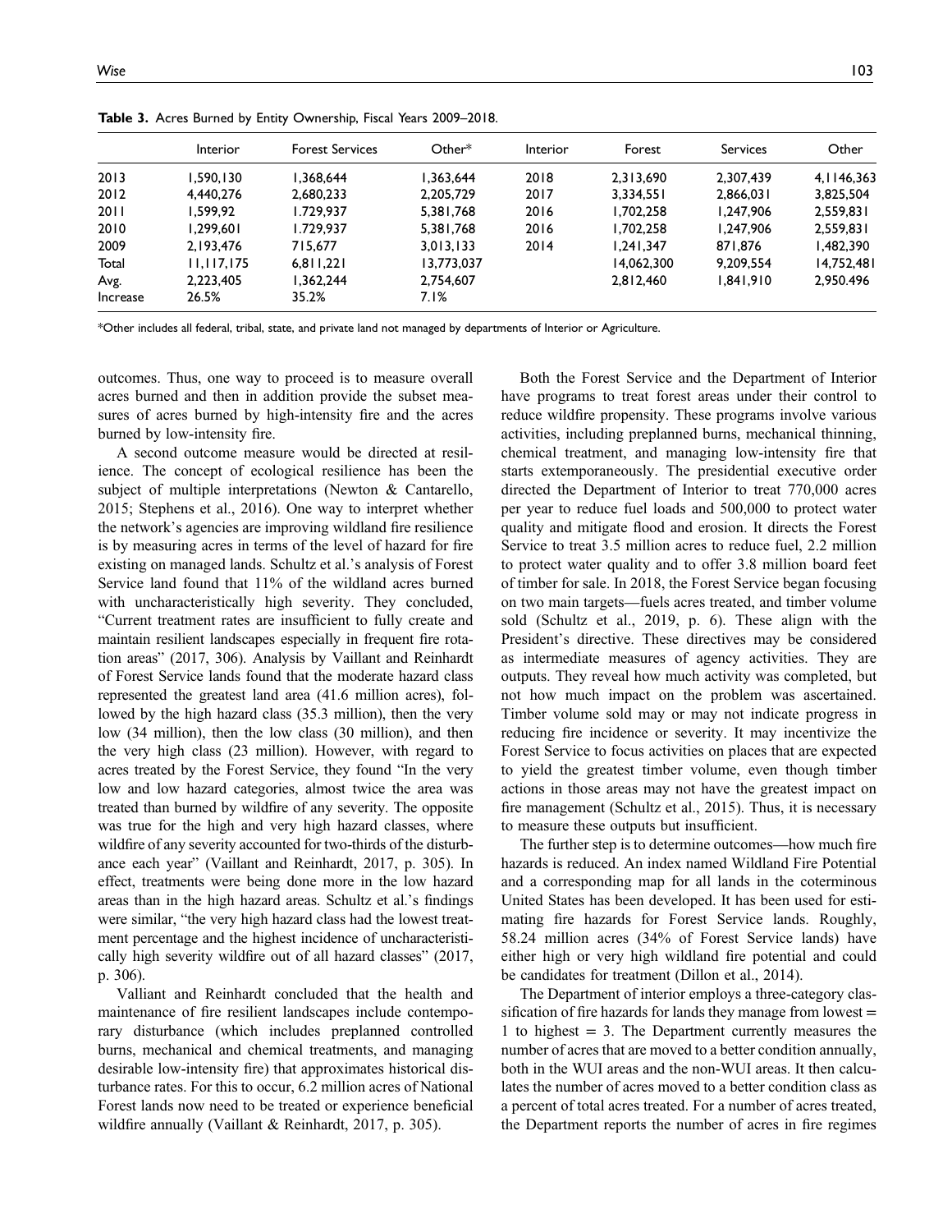**Table 3.** Acres Burned by Entity Ownership, Fiscal Years 2009–2018.

| | Interior | Forest Services | Other* | Interior | Forest | Services | Other |
|---|---|---|---|---|---|---|---|
| 2013 | 1,590,130 | 1,368,644 | 1,363,644 | 2018 | 2,313,690 | 2,307,439 | 4,1146,363 |
| 2012 | 4,440,276 | 2,680,233 | 2,205,729 | 2017 | 3,334,551 | 2,866,031 | 3,825,504 |
| 2011 | 1,599,92 | 1.729,937 | 5,381,768 | 2016 | 1,702,258 | 1,247,906 | 2,559,831 |
| 2010 | 1,299,601 | 1.729,937 | 5,381,768 | 2016 | 1,702,258 | 1,247,906 | 2,559,831 |
| 2009 | 2,193,476 | 715,677 | 3,013,133 | 2014 | 1,241,347 | 871,876 | 1,482,390 |
| Total | 11,117,175 | 6,811,221 | 13,773,037 | | 14,062,300 | 9,209,554 | 14,752,481 |
| Avg. | 2,223,405 | 1,362,244 | 2,754,607 | | 2,812,460 | 1,841,910 | 2,950.496 |
| Increase | 26.5% | 35.2% | 7.1% | | | | |

*Other includes all federal, tribal, state, and private land not managed by departments of Interior or Agriculture.

outcomes. Thus, one way to proceed is to measure overall acres burned and then in addition provide the subset measures of acres burned by high-intensity fire and the acres burned by low-intensity fire.

A second outcome measure would be directed at resilience. The concept of ecological resilience has been the subject of multiple interpretations (Newton & Cantarello, 2015; Stephens et al., 2016). One way to interpret whether the network's agencies are improving wildland fire resilience is by measuring acres in terms of the level of hazard for fire existing on managed lands. Schultz et al.'s analysis of Forest Service land found that 11% of the wildland acres burned with uncharacteristically high severity. They concluded, "Current treatment rates are insufficient to fully create and maintain resilient landscapes especially in frequent fire rotation areas" (2017, 306). Analysis by Vaillant and Reinhardt of Forest Service lands found that the moderate hazard class represented the greatest land area (41.6 million acres), followed by the high hazard class (35.3 million), then the very low (34 million), then the low class (30 million), and then the very high class (23 million). However, with regard to acres treated by the Forest Service, they found "In the very low and low hazard categories, almost twice the area was treated than burned by wildfire of any severity. The opposite was true for the high and very high hazard classes, where wildfire of any severity accounted for two-thirds of the disturbance each year" (Vaillant and Reinhardt, 2017, p. 305). In effect, treatments were being done more in the low hazard areas than in the high hazard areas. Schultz et al.'s findings were similar, "the very high hazard class had the lowest treatment percentage and the highest incidence of uncharacteristically high severity wildfire out of all hazard classes" (2017, p. 306).

Valliant and Reinhardt concluded that the health and maintenance of fire resilient landscapes include contemporary disturbance (which includes preplanned controlled burns, mechanical and chemical treatments, and managing desirable low-intensity fire) that approximates historical disturbance rates. For this to occur, 6.2 million acres of National Forest lands now need to be treated or experience beneficial wildfire annually (Vaillant & Reinhardt, 2017, p. 305).

Both the Forest Service and the Department of Interior have programs to treat forest areas under their control to reduce wildfire propensity. These programs involve various activities, including preplanned burns, mechanical thinning, chemical treatment, and managing low-intensity fire that starts extemporaneously. The presidential executive order directed the Department of Interior to treat 770,000 acres per year to reduce fuel loads and 500,000 to protect water quality and mitigate flood and erosion. It directs the Forest Service to treat 3.5 million acres to reduce fuel, 2.2 million to protect water quality and to offer 3.8 million board feet of timber for sale. In 2018, the Forest Service began focusing on two main targets—fuels acres treated, and timber volume sold (Schultz et al., 2019, p. 6). These align with the President's directive. These directives may be considered as intermediate measures of agency activities. They are outputs. They reveal how much activity was completed, but not how much impact on the problem was ascertained. Timber volume sold may or may not indicate progress in reducing fire incidence or severity. It may incentivize the Forest Service to focus activities on places that are expected to yield the greatest timber volume, even though timber actions in those areas may not have the greatest impact on fire management (Schultz et al., 2015). Thus, it is necessary to measure these outputs but insufficient.

The further step is to determine outcomes—how much fire hazards is reduced. An index named Wildland Fire Potential and a corresponding map for all lands in the coterminous United States has been developed. It has been used for estimating fire hazards for Forest Service lands. Roughly, 58.24 million acres (34% of Forest Service lands) have either high or very high wildland fire potential and could be candidates for treatment (Dillon et al., 2014).

The Department of interior employs a three-category classification of fire hazards for lands they manage from lowest = 1 to highest = 3. The Department currently measures the number of acres that are moved to a better condition annually, both in the WUI areas and the non-WUI areas. It then calculates the number of acres moved to a better condition class as a percent of total acres treated. For a number of acres treated, the Department reports the number of acres in fire regimes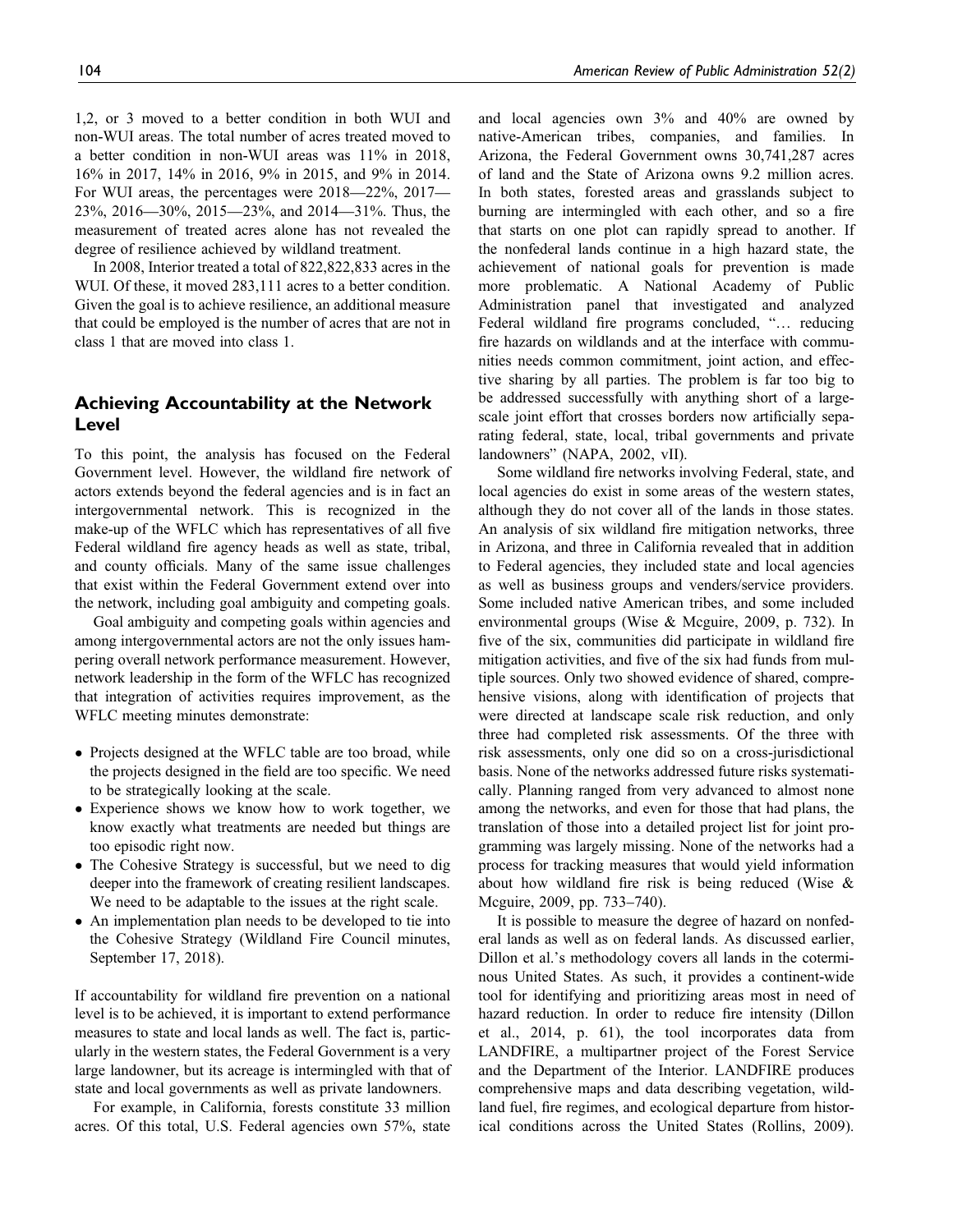1,2, or 3 moved to a better condition in both WUI and non-WUI areas. The total number of acres treated moved to a better condition in non-WUI areas was 11% in 2018, 16% in 2017, 14% in 2016, 9% in 2015, and 9% in 2014. For WUI areas, the percentages were 2018—22%, 2017—23%, 2016—30%, 2015—23%, and 2014—31%. Thus, the measurement of treated acres alone has not revealed the degree of resilience achieved by wildland treatment.

In 2008, Interior treated a total of 822,822,833 acres in the WUI. Of these, it moved 283,111 acres to a better condition. Given the goal is to achieve resilience, an additional measure that could be employed is the number of acres that are not in class 1 that are moved into class 1.

## Achieving Accountability at the Network Level

To this point, the analysis has focused on the Federal Government level. However, the wildland fire network of actors extends beyond the federal agencies and is in fact an intergovernmental network. This is recognized in the make-up of the WFLC which has representatives of all five Federal wildland fire agency heads as well as state, tribal, and county officials. Many of the same issue challenges that exist within the Federal Government extend over into the network, including goal ambiguity and competing goals.

Goal ambiguity and competing goals within agencies and among intergovernmental actors are not the only issues hampering overall network performance measurement. However, network leadership in the form of the WFLC has recognized that integration of activities requires improvement, as the WFLC meeting minutes demonstrate:

- Projects designed at the WFLC table are too broad, while the projects designed in the field are too specific. We need to be strategically looking at the scale.
- Experience shows we know how to work together, we know exactly what treatments are needed but things are too episodic right now.
- The Cohesive Strategy is successful, but we need to dig deeper into the framework of creating resilient landscapes. We need to be adaptable to the issues at the right scale.
- An implementation plan needs to be developed to tie into the Cohesive Strategy (Wildland Fire Council minutes, September 17, 2018).

If accountability for wildland fire prevention on a national level is to be achieved, it is important to extend performance measures to state and local lands as well. The fact is, particularly in the western states, the Federal Government is a very large landowner, but its acreage is intermingled with that of state and local governments as well as private landowners.

For example, in California, forests constitute 33 million acres. Of this total, U.S. Federal agencies own 57%, state and local agencies own 3% and 40% are owned by native-American tribes, companies, and families. In Arizona, the Federal Government owns 30,741,287 acres of land and the State of Arizona owns 9.2 million acres. In both states, forested areas and grasslands subject to burning are intermingled with each other, and so a fire that starts on one plot can rapidly spread to another. If the nonfederal lands continue in a high hazard state, the achievement of national goals for prevention is made more problematic. A National Academy of Public Administration panel that investigated and analyzed Federal wildland fire programs concluded, "… reducing fire hazards on wildlands and at the interface with communities needs common commitment, joint action, and effective sharing by all parties. The problem is far too big to be addressed successfully with anything short of a large-scale joint effort that crosses borders now artificially separating federal, state, local, tribal governments and private landowners" (NAPA, 2002, vII).

Some wildland fire networks involving Federal, state, and local agencies do exist in some areas of the western states, although they do not cover all of the lands in those states. An analysis of six wildland fire mitigation networks, three in Arizona, and three in California revealed that in addition to Federal agencies, they included state and local agencies as well as business groups and venders/service providers. Some included native American tribes, and some included environmental groups (Wise & Mcguire, 2009, p. 732). In five of the six, communities did participate in wildland fire mitigation activities, and five of the six had funds from multiple sources. Only two showed evidence of shared, comprehensive visions, along with identification of projects that were directed at landscape scale risk reduction, and only three had completed risk assessments. Of the three with risk assessments, only one did so on a cross-jurisdictional basis. None of the networks addressed future risks systematically. Planning ranged from very advanced to almost none among the networks, and even for those that had plans, the translation of those into a detailed project list for joint programming was largely missing. None of the networks had a process for tracking measures that would yield information about how wildland fire risk is being reduced (Wise & Mcguire, 2009, pp. 733–740).

It is possible to measure the degree of hazard on nonfederal lands as well as on federal lands. As discussed earlier, Dillon et al.'s methodology covers all lands in the coterminous United States. As such, it provides a continent-wide tool for identifying and prioritizing areas most in need of hazard reduction. In order to reduce fire intensity (Dillon et al., 2014, p. 61), the tool incorporates data from LANDFIRE, a multipartner project of the Forest Service and the Department of the Interior. LANDFIRE produces comprehensive maps and data describing vegetation, wildland fuel, fire regimes, and ecological departure from historical conditions across the United States (Rollins, 2009).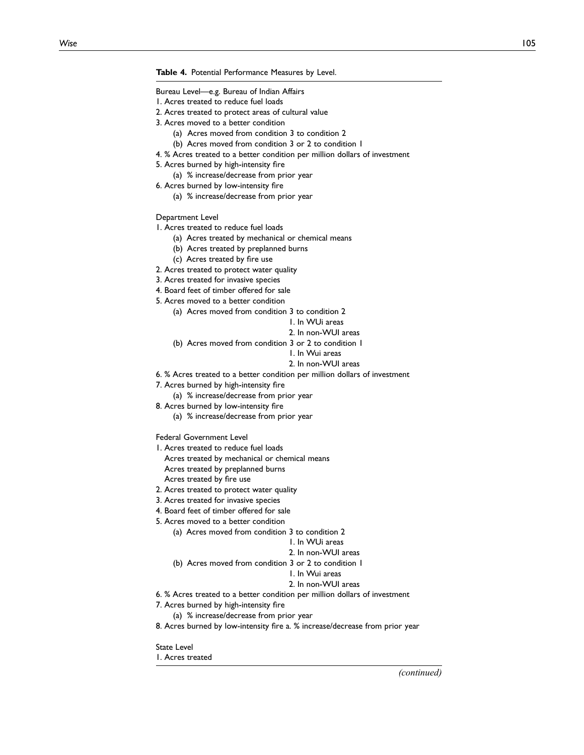**Table 4.** Potential Performance Measures by Level.

Bureau Level—e.g. Bureau of Indian Affairs

1. Acres treated to reduce fuel loads
2. Acres treated to protect areas of cultural value
3. Acres moved to a better condition
    (a) Acres moved from condition 3 to condition 2
    (b) Acres moved from condition 3 or 2 to condition 1
4. % Acres treated to a better condition per million dollars of investment
5. Acres burned by high-intensity fire
    (a) % increase/decrease from prior year
6. Acres burned by low-intensity fire
    (a) % increase/decrease from prior year

Department Level

1. Acres treated to reduce fuel loads
    (a) Acres treated by mechanical or chemical means
    (b) Acres treated by preplanned burns
    (c) Acres treated by fire use
2. Acres treated to protect water quality
3. Acres treated for invasive species
4. Board feet of timber offered for sale
5. Acres moved to a better condition
    (a) Acres moved from condition 3 to condition 2
        1. In WUi areas
        2. In non-WUI areas
    (b) Acres moved from condition 3 or 2 to condition 1
        1. In Wui areas
        2. In non-WUI areas
6. % Acres treated to a better condition per million dollars of investment
7. Acres burned by high-intensity fire
    (a) % increase/decrease from prior year
8. Acres burned by low-intensity fire
    (a) % increase/decrease from prior year

Federal Government Level

1. Acres treated to reduce fuel loads
    Acres treated by mechanical or chemical means
    Acres treated by preplanned burns
    Acres treated by fire use
2. Acres treated to protect water quality
3. Acres treated for invasive species
4. Board feet of timber offered for sale
5. Acres moved to a better condition
    (a) Acres moved from condition 3 to condition 2
        1. In WUi areas
        2. In non-WUI areas
    (b) Acres moved from condition 3 or 2 to condition 1
        1. In Wui areas
        2. In non-WUI areas
6. % Acres treated to a better condition per million dollars of investment
7. Acres burned by high-intensity fire
    (a) % increase/decrease from prior year
8. Acres burned by low-intensity fire a. % increase/decrease from prior year

State Level

1. Acres treated

*(continued)*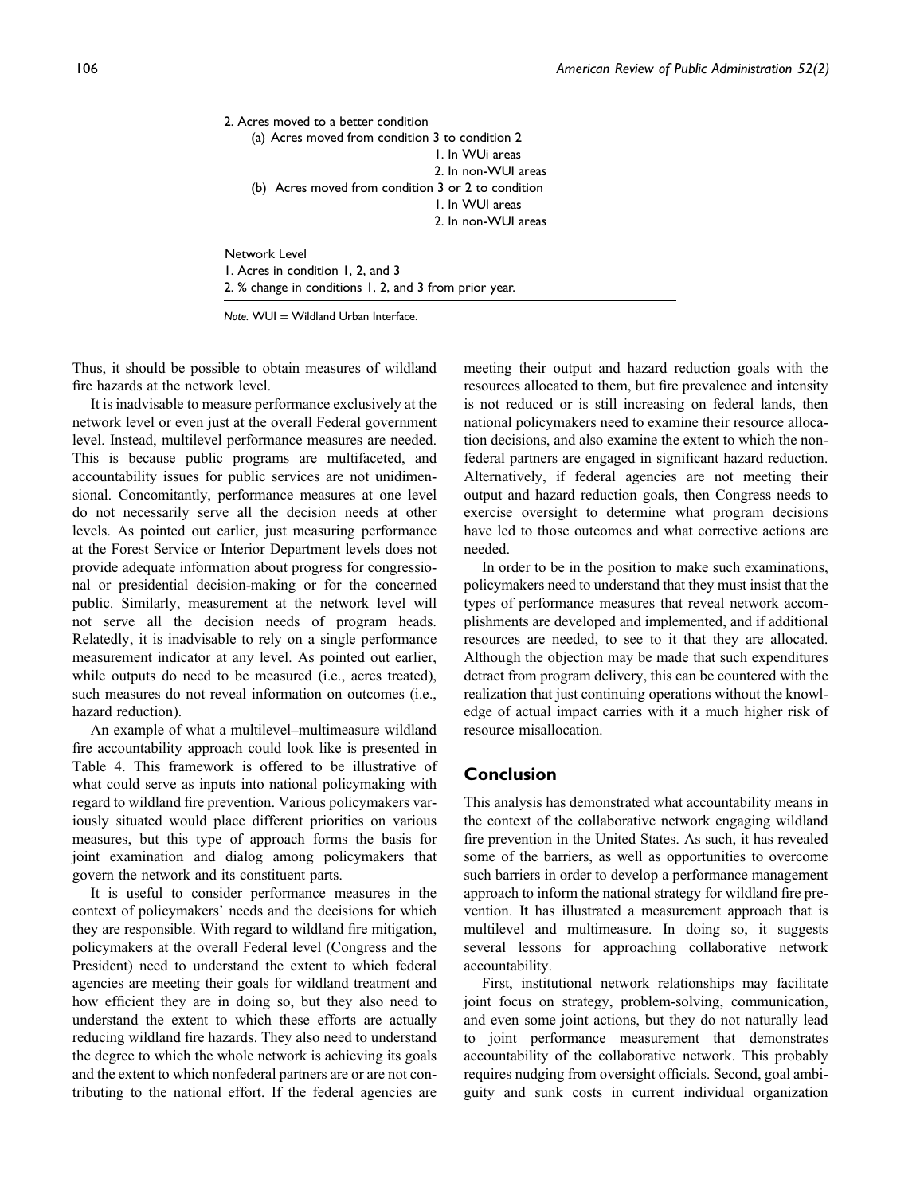2. Acres moved to a better condition

  (a) Acres moved from condition 3 to condition 2

   1. In WUi areas

   2. In non-WUI areas

  (b) Acres moved from condition 3 or 2 to condition

   1. In WUI areas

   2. In non-WUI areas

Network Level

1. Acres in condition 1, 2, and 3

2. % change in conditions 1, 2, and 3 from prior year.

*Note.* WUI = Wildland Urban Interface.

Thus, it should be possible to obtain measures of wildland fire hazards at the network level.

It is inadvisable to measure performance exclusively at the network level or even just at the overall Federal government level. Instead, multilevel performance measures are needed. This is because public programs are multifaceted, and accountability issues for public services are not unidimensional. Concomitantly, performance measures at one level do not necessarily serve all the decision needs at other levels. As pointed out earlier, just measuring performance at the Forest Service or Interior Department levels does not provide adequate information about progress for congressional or presidential decision-making or for the concerned public. Similarly, measurement at the network level will not serve all the decision needs of program heads. Relatedly, it is inadvisable to rely on a single performance measurement indicator at any level. As pointed out earlier, while outputs do need to be measured (i.e., acres treated), such measures do not reveal information on outcomes (i.e., hazard reduction).

An example of what a multilevel–multimeasure wildland fire accountability approach could look like is presented in Table 4. This framework is offered to be illustrative of what could serve as inputs into national policymaking with regard to wildland fire prevention. Various policymakers variously situated would place different priorities on various measures, but this type of approach forms the basis for joint examination and dialog among policymakers that govern the network and its constituent parts.

It is useful to consider performance measures in the context of policymakers' needs and the decisions for which they are responsible. With regard to wildland fire mitigation, policymakers at the overall Federal level (Congress and the President) need to understand the extent to which federal agencies are meeting their goals for wildland treatment and how efficient they are in doing so, but they also need to understand the extent to which these efforts are actually reducing wildland fire hazards. They also need to understand the degree to which the whole network is achieving its goals and the extent to which nonfederal partners are or are not contributing to the national effort. If the federal agencies are meeting their output and hazard reduction goals with the resources allocated to them, but fire prevalence and intensity is not reduced or is still increasing on federal lands, then national policymakers need to examine their resource allocation decisions, and also examine the extent to which the nonfederal partners are engaged in significant hazard reduction. Alternatively, if federal agencies are not meeting their output and hazard reduction goals, then Congress needs to exercise oversight to determine what program decisions have led to those outcomes and what corrective actions are needed.

In order to be in the position to make such examinations, policymakers need to understand that they must insist that the types of performance measures that reveal network accomplishments are developed and implemented, and if additional resources are needed, to see to it that they are allocated. Although the objection may be made that such expenditures detract from program delivery, this can be countered with the realization that just continuing operations without the knowledge of actual impact carries with it a much higher risk of resource misallocation.

## Conclusion

This analysis has demonstrated what accountability means in the context of the collaborative network engaging wildland fire prevention in the United States. As such, it has revealed some of the barriers, as well as opportunities to overcome such barriers in order to develop a performance management approach to inform the national strategy for wildland fire prevention. It has illustrated a measurement approach that is multilevel and multimeasure. In doing so, it suggests several lessons for approaching collaborative network accountability.

First, institutional network relationships may facilitate joint focus on strategy, problem-solving, communication, and even some joint actions, but they do not naturally lead to joint performance measurement that demonstrates accountability of the collaborative network. This probably requires nudging from oversight officials. Second, goal ambiguity and sunk costs in current individual organization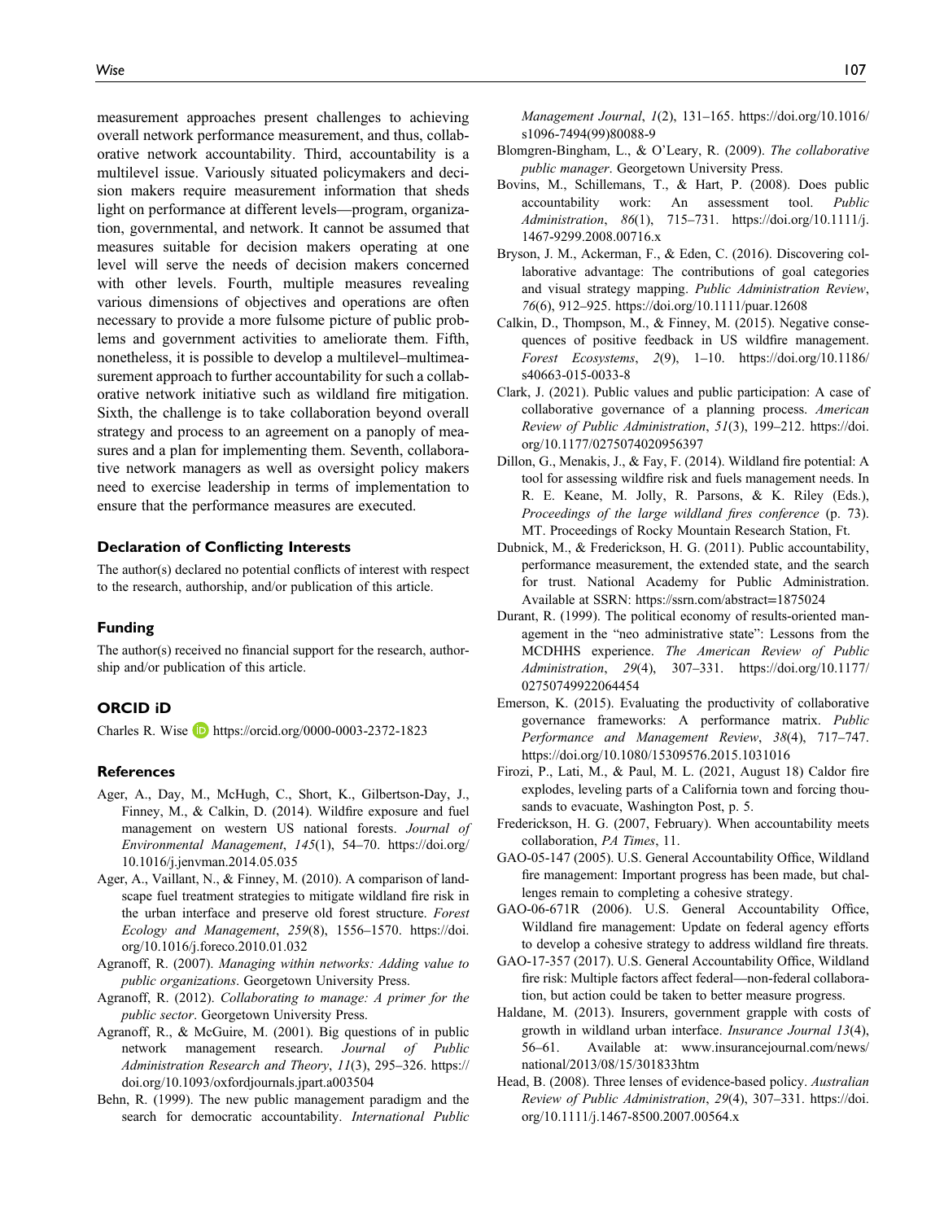measurement approaches present challenges to achieving overall network performance measurement, and thus, collaborative network accountability. Third, accountability is a multilevel issue. Variously situated policymakers and decision makers require measurement information that sheds light on performance at different levels—program, organization, governmental, and network. It cannot be assumed that measures suitable for decision makers operating at one level will serve the needs of decision makers concerned with other levels. Fourth, multiple measures revealing various dimensions of objectives and operations are often necessary to provide a more fulsome picture of public problems and government activities to ameliorate them. Fifth, nonetheless, it is possible to develop a multilevel–multimeasurement approach to further accountability for such a collaborative network initiative such as wildland fire mitigation. Sixth, the challenge is to take collaboration beyond overall strategy and process to an agreement on a panoply of measures and a plan for implementing them. Seventh, collaborative network managers as well as oversight policy makers need to exercise leadership in terms of implementation to ensure that the performance measures are executed.

## Declaration of Conflicting Interests

The author(s) declared no potential conflicts of interest with respect to the research, authorship, and/or publication of this article.

## Funding

The author(s) received no financial support for the research, authorship and/or publication of this article.

## ORCID iD

Charles R. Wise https://orcid.org/0000-0003-2372-1823

## References

Ager, A., Day, M., McHugh, C., Short, K., Gilbertson-Day, J., Finney, M., & Calkin, D. (2014). Wildfire exposure and fuel management on western US national forests. *Journal of Environmental Management*, *145*(1), 54–70. https://doi.org/10.1016/j.jenvman.2014.05.035

Ager, A., Vaillant, N., & Finney, M. (2010). A comparison of landscape fuel treatment strategies to mitigate wildland fire risk in the urban interface and preserve old forest structure. *Forest Ecology and Management*, *259*(8), 1556–1570. https://doi.org/10.1016/j.foreco.2010.01.032

Agranoff, R. (2007). *Managing within networks: Adding value to public organizations*. Georgetown University Press.

Agranoff, R. (2012). *Collaborating to manage: A primer for the public sector*. Georgetown University Press.

Agranoff, R., & McGuire, M. (2001). Big questions of in public network management research. *Journal of Public Administration Research and Theory*, *11*(3), 295–326. https://doi.org/10.1093/oxfordjournals.jpart.a003504

Behn, R. (1999). The new public management paradigm and the search for democratic accountability. *International Public Management Journal*, *1*(2), 131–165. https://doi.org/10.1016/s1096-7494(99)80088-9

Blomgren-Bingham, L., & O'Leary, R. (2009). *The collaborative public manager*. Georgetown University Press.

Bovins, M., Schillemans, T., & Hart, P. (2008). Does public accountability work: An assessment tool. *Public Administration*, *86*(1), 715–731. https://doi.org/10.1111/j.1467-9299.2008.00716.x

Bryson, J. M., Ackerman, F., & Eden, C. (2016). Discovering collaborative advantage: The contributions of goal categories and visual strategy mapping. *Public Administration Review*, *76*(6), 912–925. https://doi.org/10.1111/puar.12608

Calkin, D., Thompson, M., & Finney, M. (2015). Negative consequences of positive feedback in US wildfire management. *Forest Ecosystems*, *2*(9), 1–10. https://doi.org/10.1186/s40663-015-0033-8

Clark, J. (2021). Public values and public participation: A case of collaborative governance of a planning process. *American Review of Public Administration*, *51*(3), 199–212. https://doi.org/10.1177/0275074020956397

Dillon, G., Menakis, J., & Fay, F. (2014). Wildland fire potential: A tool for assessing wildfire risk and fuels management needs. In R. E. Keane, M. Jolly, R. Parsons, & K. Riley (Eds.), *Proceedings of the large wildland fires conference* (p. 73). MT. Proceedings of Rocky Mountain Research Station, Ft.

Dubnick, M., & Frederickson, H. G. (2011). Public accountability, performance measurement, the extended state, and the search for trust. National Academy for Public Administration. Available at SSRN: https://ssrn.com/abstract=1875024

Durant, R. (1999). The political economy of results-oriented management in the "neo administrative state": Lessons from the MCDHHS experience. *The American Review of Public Administration*, *29*(4), 307–331. https://doi.org/10.1177/02750749922064454

Emerson, K. (2015). Evaluating the productivity of collaborative governance frameworks: A performance matrix. *Public Performance and Management Review*, *38*(4), 717–747. https://doi.org/10.1080/15309576.2015.1031016

Firozi, P., Lati, M., & Paul, M. L. (2021, August 18) Caldor fire explodes, leveling parts of a California town and forcing thousands to evacuate, Washington Post, p. 5.

Frederickson, H. G. (2007, February). When accountability meets collaboration, *PA Times*, 11.

GAO-05-147 (2005). U.S. General Accountability Office, Wildland fire management: Important progress has been made, but challenges remain to completing a cohesive strategy.

GAO-06-671R (2006). U.S. General Accountability Office, Wildland fire management: Update on federal agency efforts to develop a cohesive strategy to address wildland fire threats.

GAO-17-357 (2017). U.S. General Accountability Office, Wildland fire risk: Multiple factors affect federal—non-federal collaboration, but action could be taken to better measure progress.

Haldane, M. (2013). Insurers, government grapple with costs of growth in wildland urban interface. *Insurance Journal 13*(4), 56–61. Available at: www.insurancejournal.com/news/national/2013/08/15/301833htm

Head, B. (2008). Three lenses of evidence-based policy. *Australian Review of Public Administration*, *29*(4), 307–331. https://doi.org/10.1111/j.1467-8500.2007.00564.x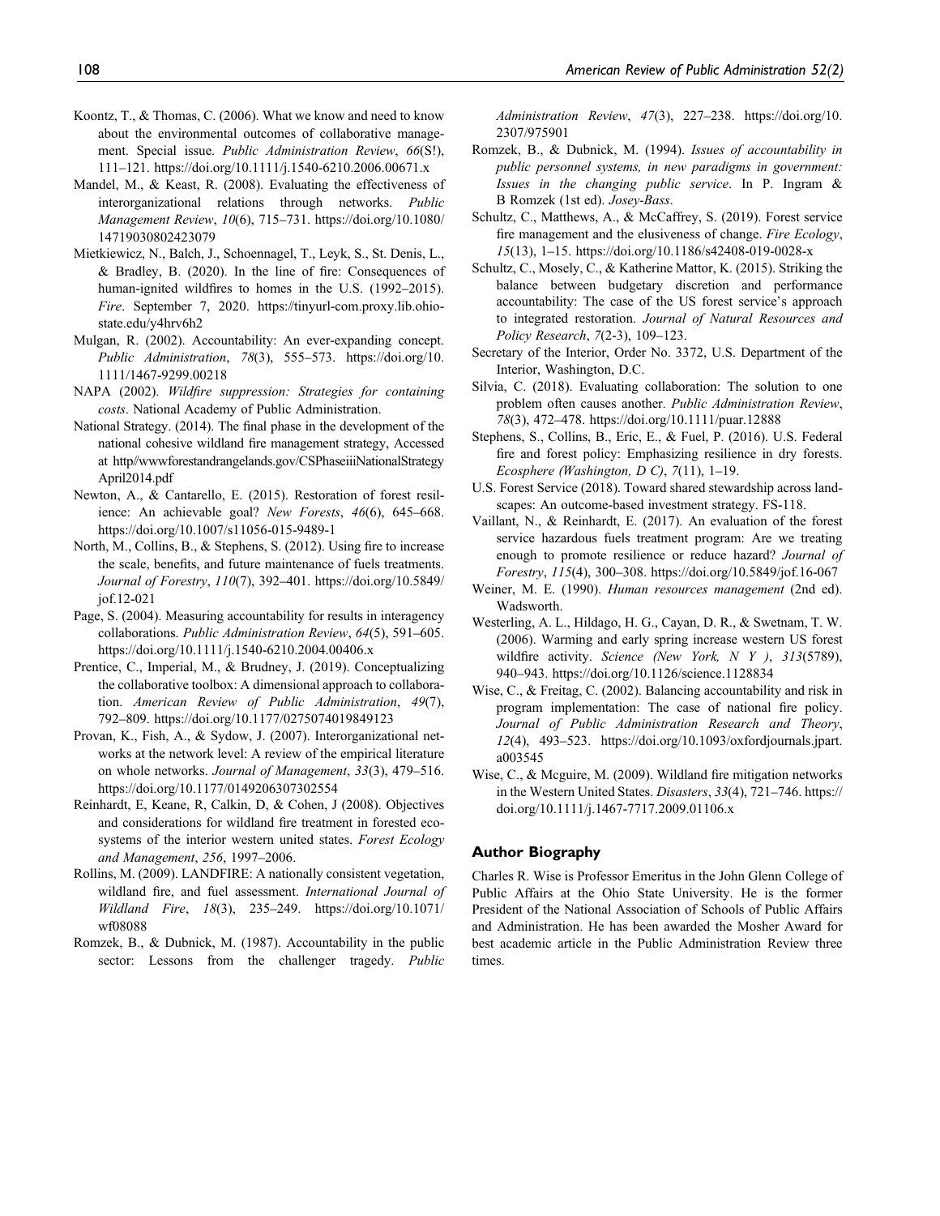Koontz, T., & Thomas, C. (2006). What we know and need to know about the environmental outcomes of collaborative management. Special issue. *Public Administration Review*, *66*(S!), 111–121. https://doi.org/10.1111/j.1540-6210.2006.00671.x

Mandel, M., & Keast, R. (2008). Evaluating the effectiveness of interorganizational relations through networks. *Public Management Review*, *10*(6), 715–731. https://doi.org/10.1080/14719030802423079

Mietkiewicz, N., Balch, J., Schoennagel, T., Leyk, S., St. Denis, L., & Bradley, B. (2020). In the line of fire: Consequences of human-ignited wildfires to homes in the U.S. (1992–2015). *Fire*. September 7, 2020. https://tinyurl-com.proxy.lib.ohio-state.edu/y4hrv6h2

Mulgan, R. (2002). Accountability: An ever-expanding concept. *Public Administration*, *78*(3), 555–573. https://doi.org/10.1111/1467-9299.00218

NAPA (2002). *Wildfire suppression: Strategies for containing costs*. National Academy of Public Administration.

National Strategy. (2014). The final phase in the development of the national cohesive wildland fire management strategy, Accessed at http//wwwforestandrangelands.gov/CSPhaseiiiNationalStrategyApril2014.pdf

Newton, A., & Cantarello, E. (2015). Restoration of forest resilience: An achievable goal? *New Forests*, *46*(6), 645–668. https://doi.org/10.1007/s11056-015-9489-1

North, M., Collins, B., & Stephens, S. (2012). Using fire to increase the scale, benefits, and future maintenance of fuels treatments. *Journal of Forestry*, *110*(7), 392–401. https://doi.org/10.5849/jof.12-021

Page, S. (2004). Measuring accountability for results in interagency collaborations. *Public Administration Review*, *64*(5), 591–605. https://doi.org/10.1111/j.1540-6210.2004.00406.x

Prentice, C., Imperial, M., & Brudney, J. (2019). Conceptualizing the collaborative toolbox: A dimensional approach to collaboration. *American Review of Public Administration*, *49*(7), 792–809. https://doi.org/10.1177/0275074019849123

Provan, K., Fish, A., & Sydow, J. (2007). Interorganizational networks at the network level: A review of the empirical literature on whole networks. *Journal of Management*, *33*(3), 479–516. https://doi.org/10.1177/0149206307302554

Reinhardt, E, Keane, R, Calkin, D, & Cohen, J (2008). Objectives and considerations for wildland fire treatment in forested ecosystems of the interior western united states. *Forest Ecology and Management*, *256*, 1997–2006.

Rollins, M. (2009). LANDFIRE: A nationally consistent vegetation, wildland fire, and fuel assessment. *International Journal of Wildland Fire*, *18*(3), 235–249. https://doi.org/10.1071/wf08088

Romzek, B., & Dubnick, M. (1987). Accountability in the public sector: Lessons from the challenger tragedy. *Public Administration Review*, *47*(3), 227–238. https://doi.org/10.2307/975901

Romzek, B., & Dubnick, M. (1994). *Issues of accountability in public personnel systems, in new paradigms in government: Issues in the changing public service*. In P. Ingram & B Romzek (1st ed). *Josey-Bass*.

Schultz, C., Matthews, A., & McCaffrey, S. (2019). Forest service fire management and the elusiveness of change. *Fire Ecology*, *15*(13), 1–15. https://doi.org/10.1186/s42408-019-0028-x

Schultz, C., Mosely, C., & Katherine Mattor, K. (2015). Striking the balance between budgetary discretion and performance accountability: The case of the US forest service's approach to integrated restoration. *Journal of Natural Resources and Policy Research*, *7*(2-3), 109–123.

Secretary of the Interior, Order No. 3372, U.S. Department of the Interior, Washington, D.C.

Silvia, C. (2018). Evaluating collaboration: The solution to one problem often causes another. *Public Administration Review*, *78*(3), 472–478. https://doi.org/10.1111/puar.12888

Stephens, S., Collins, B., Eric, E., & Fuel, P. (2016). U.S. Federal fire and forest policy: Emphasizing resilience in dry forests. *Ecosphere (Washington, D C)*, *7*(11), 1–19.

U.S. Forest Service (2018). Toward shared stewardship across landscapes: An outcome-based investment strategy. FS-118.

Vaillant, N., & Reinhardt, E. (2017). An evaluation of the forest service hazardous fuels treatment program: Are we treating enough to promote resilience or reduce hazard? *Journal of Forestry*, *115*(4), 300–308. https://doi.org/10.5849/jof.16-067

Weiner, M. E. (1990). *Human resources management* (2nd ed). Wadsworth.

Westerling, A. L., Hildago, H. G., Cayan, D. R., & Swetnam, T. W. (2006). Warming and early spring increase western US forest wildfire activity. *Science (New York, N Y )*, *313*(5789), 940–943. https://doi.org/10.1126/science.1128834

Wise, C., & Freitag, C. (2002). Balancing accountability and risk in program implementation: The case of national fire policy. *Journal of Public Administration Research and Theory*, *12*(4), 493–523. https://doi.org/10.1093/oxfordjournals.jpart.a003545

Wise, C., & Mcguire, M. (2009). Wildland fire mitigation networks in the Western United States. *Disasters*, *33*(4), 721–746. https://doi.org/10.1111/j.1467-7717.2009.01106.x

## Author Biography

Charles R. Wise is Professor Emeritus in the John Glenn College of Public Affairs at the Ohio State University. He is the former President of the National Association of Schools of Public Affairs and Administration. He has been awarded the Mosher Award for best academic article in the Public Administration Review three times.